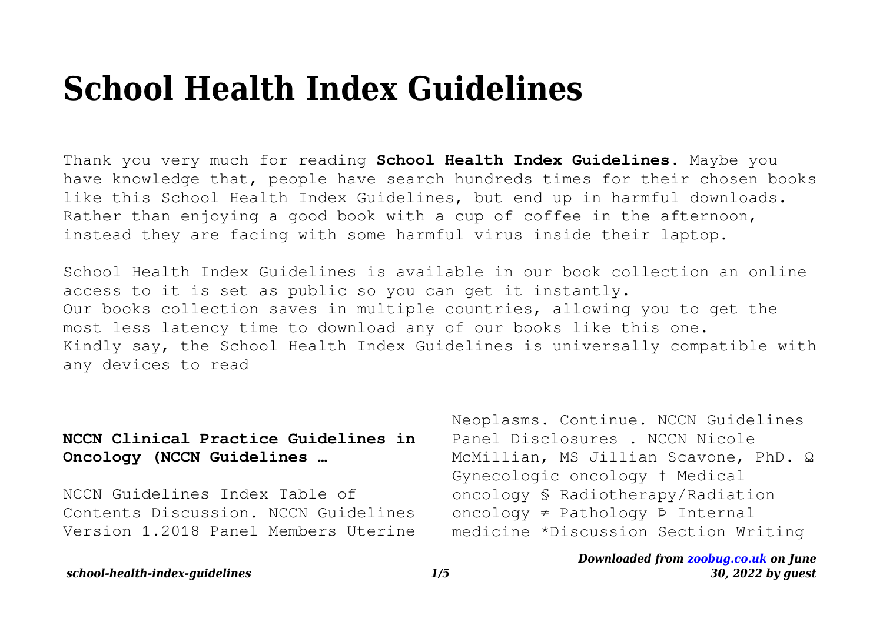# School Health Index Guidelines

Thank you very much for reading **School Health Index Guidelines**. Maybe you have knowledge that, people have search hundreds times for their chosen books like this School Health Index Guidelines, but end up in harmful downloads. Rather than enjoying a good book with a cup of coffee in the afternoon, instead they are facing with some harmful virus inside their laptop.

School Health Index Guidelines is available in our book collection an online access to it is set as public so you can get it instantly.
Our books collection saves in multiple countries, allowing you to get the most less latency time to download any of our books like this one.
Kindly say, the School Health Index Guidelines is universally compatible with any devices to read

### NCCN Clinical Practice Guidelines in Oncology (NCCN Guidelines …

NCCN Guidelines Index Table of Contents Discussion. NCCN Guidelines Version 1.2018 Panel Members Uterine Neoplasms. Continue. NCCN Guidelines Panel Disclosures . NCCN Nicole McMillian, MS Jillian Scavone, PhD. Ω Gynecologic oncology † Medical oncology § Radiotherapy/Radiation oncology ≠ Pathology Þ Internal medicine *Discussion Section Writing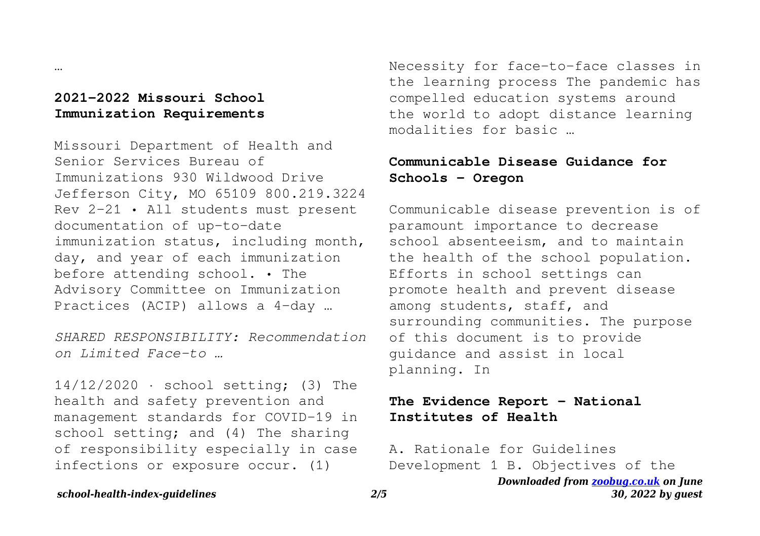…

## 2021-2022 Missouri School Immunization Requirements

Missouri Department of Health and Senior Services Bureau of Immunizations 930 Wildwood Drive Jefferson City, MO 65109 800.219.3224 Rev 2-21 • All students must present documentation of up-to-date immunization status, including month, day, and year of each immunization before attending school. • The Advisory Committee on Immunization Practices (ACIP) allows a 4-day …

*SHARED RESPONSIBILITY: Recommendation on Limited Face-to …*

14/12/2020 · school setting; (3) The health and safety prevention and management standards for COVID-19 in school setting; and (4) The sharing of responsibility especially in case infections or exposure occur. (1) Necessity for face-to-face classes in the learning process The pandemic has compelled education systems around the world to adopt distance learning modalities for basic …

## Communicable Disease Guidance for Schools - Oregon

Communicable disease prevention is of paramount importance to decrease school absenteeism, and to maintain the health of the school population. Efforts in school settings can promote health and prevent disease among students, staff, and surrounding communities. The purpose of this document is to provide guidance and assist in local planning. In

## The Evidence Report - National Institutes of Health

A. Rationale for Guidelines Development 1 B. Objectives of the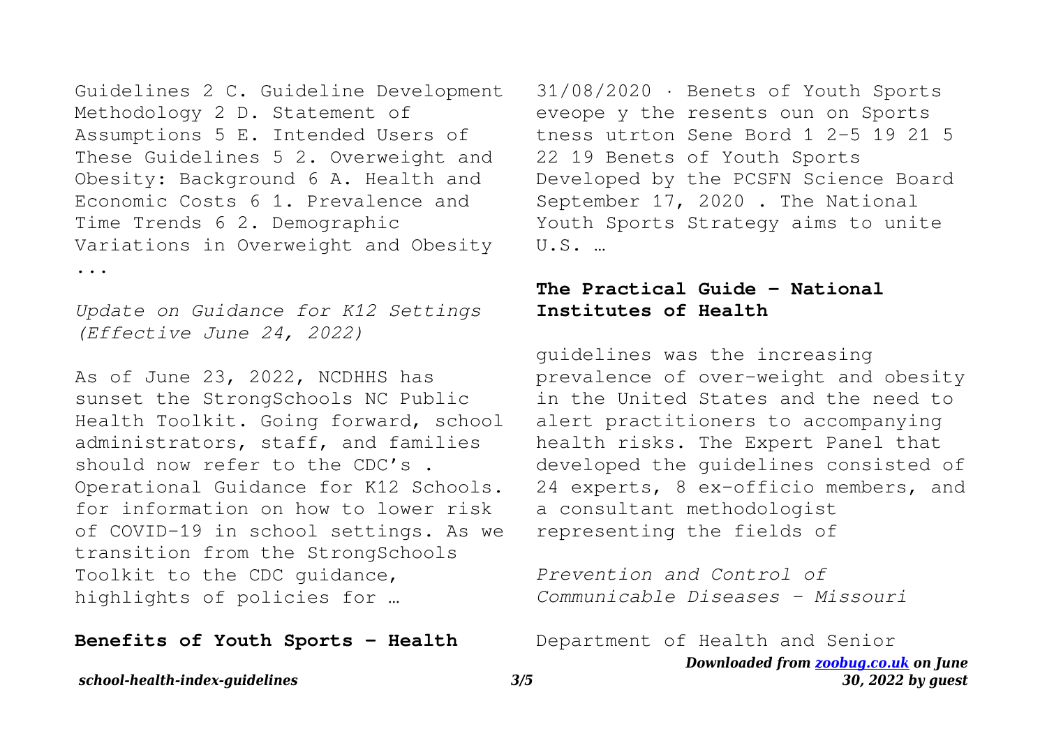Guidelines 2 C. Guideline Development Methodology 2 D. Statement of Assumptions 5 E. Intended Users of These Guidelines 5 2. Overweight and Obesity: Background 6 A. Health and Economic Costs 6 1. Prevalence and Time Trends 6 2. Demographic Variations in Overweight and Obesity ...

*Update on Guidance for K12 Settings (Effective June 24, 2022)*

As of June 23, 2022, NCDHHS has sunset the StrongSchools NC Public Health Toolkit. Going forward, school administrators, staff, and families should now refer to the CDC's . Operational Guidance for K12 Schools. for information on how to lower risk of COVID-19 in school settings. As we transition from the StrongSchools Toolkit to the CDC guidance, highlights of policies for …

**Benefits of Youth Sports - Health**

31/08/2020 · Benets of Youth Sports eveope y the resents oun on Sports tness utrton Sene Bord 1 2-5 19 21 5 22 19 Benets of Youth Sports Developed by the PCSFN Science Board September 17, 2020 . The National Youth Sports Strategy aims to unite U.S. …

**The Practical Guide - National Institutes of Health**

guidelines was the increasing prevalence of over-weight and obesity in the United States and the need to alert practitioners to accompanying health risks. The Expert Panel that developed the guidelines consisted of 24 experts, 8 ex-officio members, and a consultant methodologist representing the fields of

*Prevention and Control of Communicable Diseases - Missouri*

Department of Health and Senior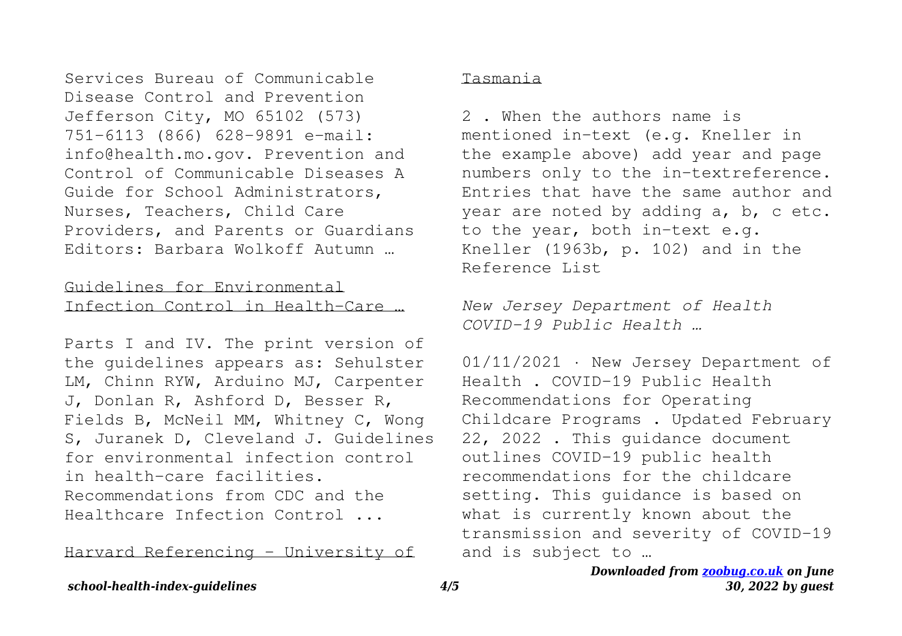Services Bureau of Communicable Disease Control and Prevention Jefferson City, MO 65102 (573) 751-6113 (866) 628-9891 e-mail: info@health.mo.gov. Prevention and Control of Communicable Diseases A Guide for School Administrators, Nurses, Teachers, Child Care Providers, and Parents or Guardians Editors: Barbara Wolkoff Autumn …

## Guidelines for Environmental Infection Control in Health-Care …

Parts I and IV. The print version of the guidelines appears as: Sehulster LM, Chinn RYW, Arduino MJ, Carpenter J, Donlan R, Ashford D, Besser R, Fields B, McNeil MM, Whitney C, Wong S, Juranek D, Cleveland J. Guidelines for environmental infection control in health-care facilities. Recommendations from CDC and the Healthcare Infection Control ...

## Harvard Referencing - University of Tasmania

2 . When the authors name is mentioned in-text (e.g. Kneller in the example above) add year and page numbers only to the in-textreference. Entries that have the same author and year are noted by adding a, b, c etc. to the year, both in-text e.g. Kneller (1963b, p. 102) and in the Reference List

*New Jersey Department of Health COVID-19 Public Health …*

01/11/2021 · New Jersey Department of Health . COVID-19 Public Health Recommendations for Operating Childcare Programs . Updated February 22, 2022 . This guidance document outlines COVID-19 public health recommendations for the childcare setting. This guidance is based on what is currently known about the transmission and severity of COVID-19 and is subject to …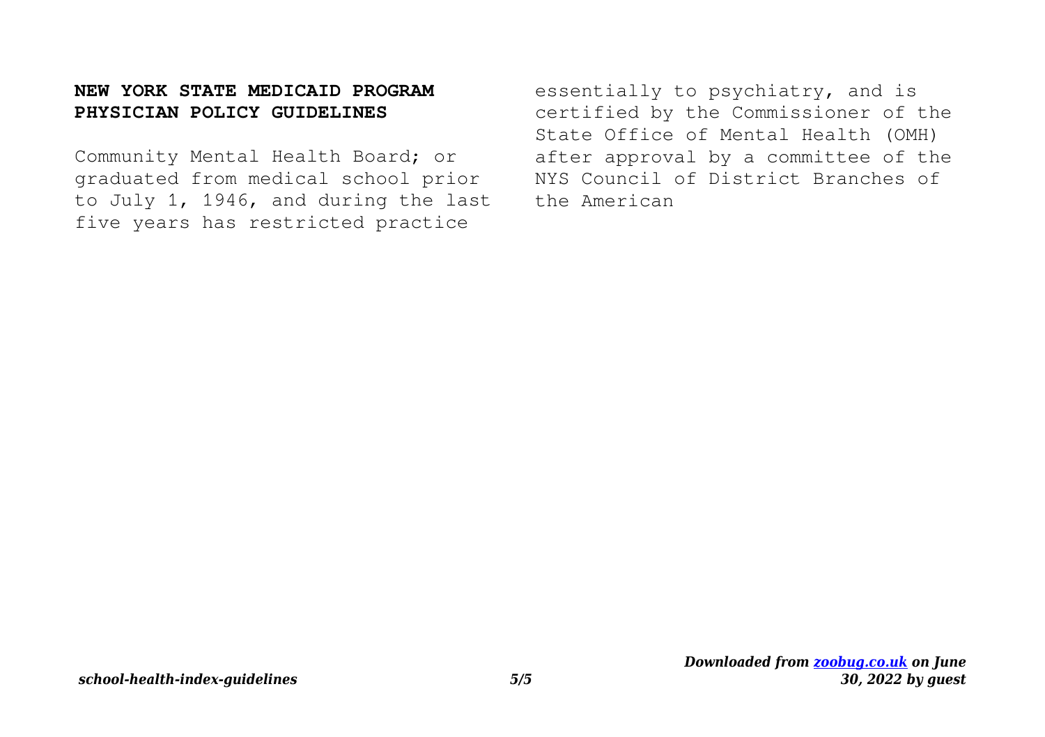## NEW YORK STATE MEDICAID PROGRAM PHYSICIAN POLICY GUIDELINES

Community Mental Health Board; or graduated from medical school prior to July 1, 1946, and during the last five years has restricted practice essentially to psychiatry, and is certified by the Commissioner of the State Office of Mental Health (OMH) after approval by a committee of the NYS Council of District Branches of the American